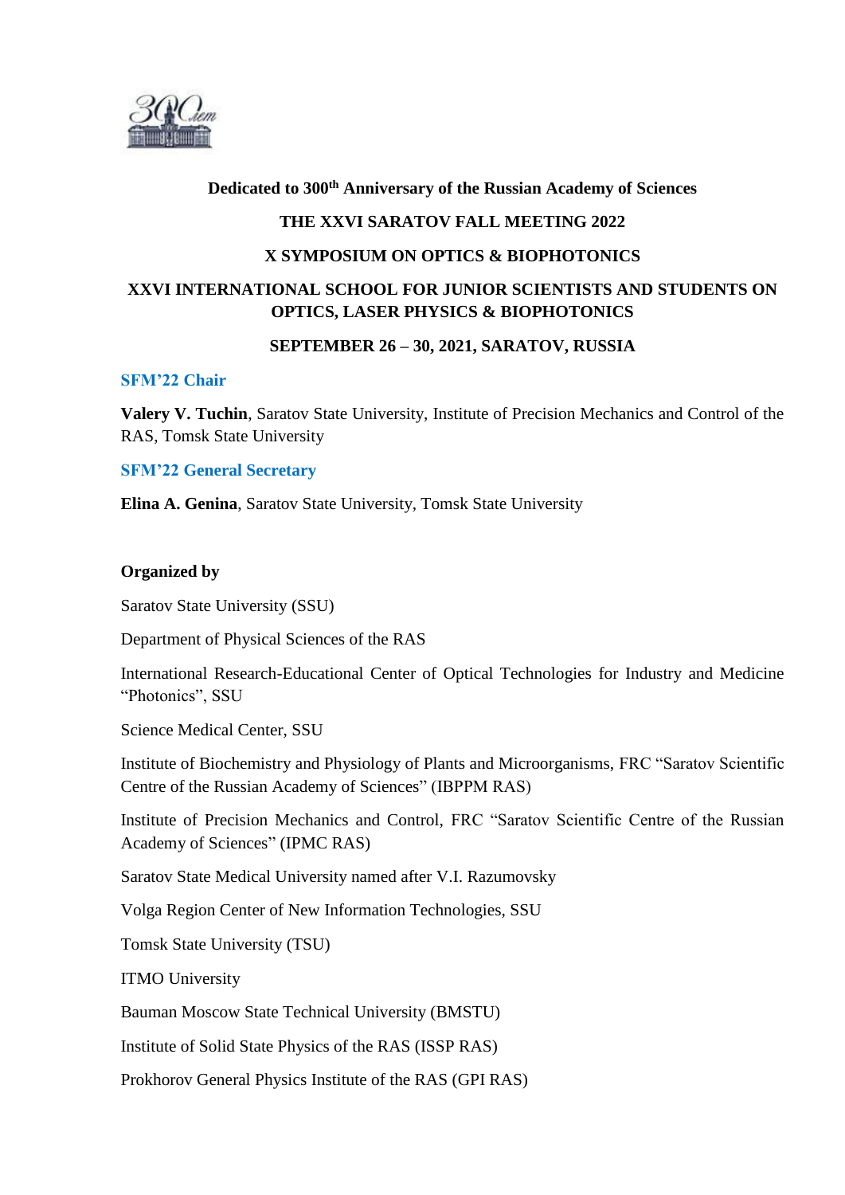**Dedicated to 300th Anniversary of the Russian Academy of Sciences**

**THE XXVI SARATOV FALL MEETING 2022**

**X SYMPOSIUM ON OPTICS & BIOPHOTONICS**

**XXVI INTERNATIONAL SCHOOL FOR JUNIOR SCIENTISTS AND STUDENTS ON OPTICS, LASER PHYSICS & BIOPHOTONICS**

**SEPTEMBER 26 – 30, 2021, SARATOV, RUSSIA**

### SFM'22 Chair

**Valery V. Tuchin**, Saratov State University, Institute of Precision Mechanics and Control of the RAS, Tomsk State University

### SFM'22 General Secretary

**Elina A. Genina**, Saratov State University, Tomsk State University

**Organized by**

Saratov State University (SSU)

Department of Physical Sciences of the RAS

International Research-Educational Center of Optical Technologies for Industry and Medicine "Photonics", SSU

Science Medical Center, SSU

Institute of Biochemistry and Physiology of Plants and Microorganisms, FRC "Saratov Scientific Centre of the Russian Academy of Sciences" (IBPPM RAS)

Institute of Precision Mechanics and Control, FRC "Saratov Scientific Centre of the Russian Academy of Sciences" (IPMC RAS)

Saratov State Medical University named after V.I. Razumovsky

Volga Region Center of New Information Technologies, SSU

Tomsk State University (TSU)

ITMO University

Bauman Moscow State Technical University (BMSTU)

Institute of Solid State Physics of the RAS (ISSP RAS)

Prokhorov General Physics Institute of the RAS (GPI RAS)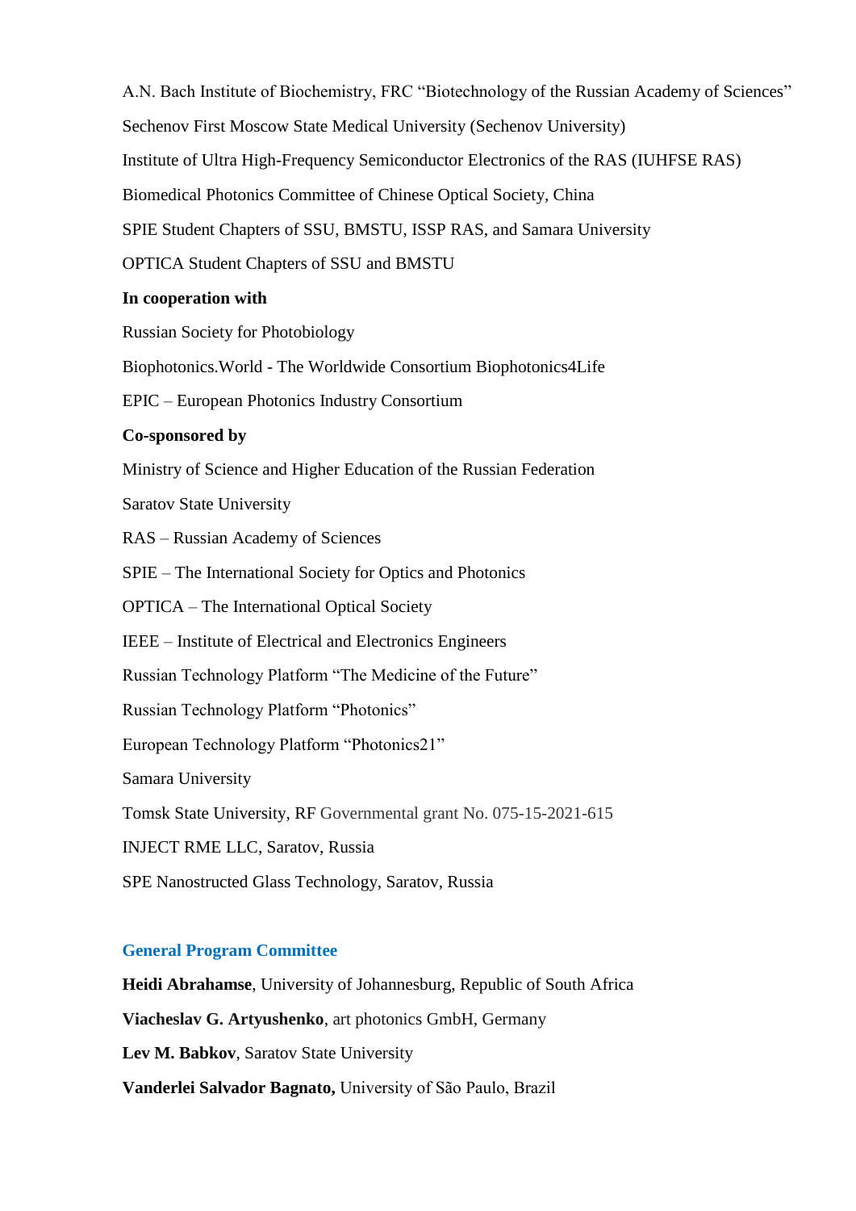A.N. Bach Institute of Biochemistry, FRC "Biotechnology of the Russian Academy of Sciences"

Sechenov First Moscow State Medical University (Sechenov University)

Institute of Ultra High-Frequency Semiconductor Electronics of the RAS (IUHFSE RAS)

Biomedical Photonics Committee of Chinese Optical Society, China

SPIE Student Chapters of SSU, BMSTU, ISSP RAS, and Samara University

OPTICA Student Chapters of SSU and BMSTU

**In cooperation with**

Russian Society for Photobiology

Biophotonics.World - The Worldwide Consortium Biophotonics4Life

EPIC – European Photonics Industry Consortium

**Co-sponsored by**

Ministry of Science and Higher Education of the Russian Federation

Saratov State University

RAS – Russian Academy of Sciences

SPIE – The International Society for Optics and Photonics

OPTICA – The International Optical Society

IEEE – Institute of Electrical and Electronics Engineers

Russian Technology Platform "The Medicine of the Future"

Russian Technology Platform "Photonics"

European Technology Platform "Photonics21"

Samara University

Tomsk State University, RF Governmental grant No. 075-15-2021-615

INJECT RME LLC, Saratov, Russia

SPE Nanostructed Glass Technology, Saratov, Russia

## General Program Committee

**Heidi Abrahamse**, University of Johannesburg, Republic of South Africa

**Viacheslav G. Artyushenko**, art photonics GmbH, Germany

**Lev M. Babkov**, Saratov State University

**Vanderlei Salvador Bagnato,** University of São Paulo, Brazil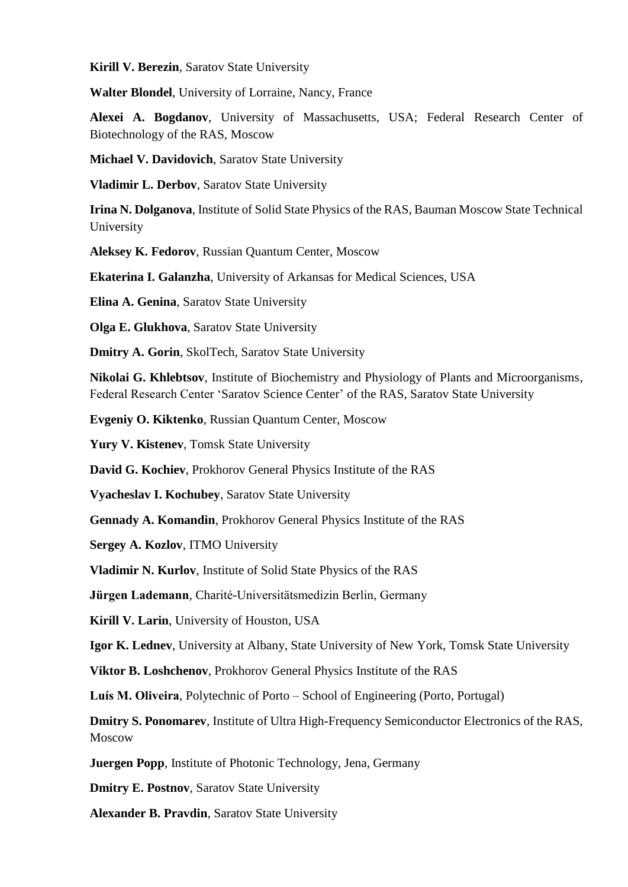**Kirill V. Berezin**, Saratov State University

**Walter Blondel**, University of Lorraine, Nancy, France

**Alexei A. Bogdanov**, University of Massachusetts, USA; Federal Research Center of Biotechnology of the RAS, Moscow

**Michael V. Davidovich**, Saratov State University

**Vladimir L. Derbov**, Saratov State University

**Irina N. Dolganova**, Institute of Solid State Physics of the RAS, Bauman Moscow State Technical University

**Aleksey K. Fedorov**, Russian Quantum Center, Moscow

**Ekaterina I. Galanzha**, University of Arkansas for Medical Sciences, USA

**Elina A. Genina**, Saratov State University

**Olga E. Glukhova**, Saratov State University

**Dmitry A. Gorin**, SkolTech, Saratov State University

**Nikolai G. Khlebtsov**, Institute of Biochemistry and Physiology of Plants and Microorganisms, Federal Research Center 'Saratov Science Center' of the RAS, Saratov State University

**Evgeniy O. Kiktenko**, Russian Quantum Center, Moscow

**Yury V. Kistenev**, Tomsk State University

**David G. Kochiev**, Prokhorov General Physics Institute of the RAS

**Vyacheslav I. Kochubey**, Saratov State University

**Gennady A. Komandin**, Prokhorov General Physics Institute of the RAS

**Sergey A. Kozlov**, ITMO University

**Vladimir N. Kurlov**, Institute of Solid State Physics of the RAS

**Jürgen Lademann**, Charité-Universitätsmedizin Berlin, Germany

**Kirill V. Larin**, University of Houston, USA

**Igor K. Lednev**, University at Albany, State University of New York, Tomsk State University

**Viktor B. Loshchenov**, Prokhorov General Physics Institute of the RAS

**Luís M. Oliveira**, Polytechnic of Porto – School of Engineering (Porto, Portugal)

**Dmitry S. Ponomarev**, Institute of Ultra High-Frequency Semiconductor Electronics of the RAS, Moscow

**Juergen Popp**, Institute of Photonic Technology, Jena, Germany

**Dmitry E. Postnov**, Saratov State University

**Alexander B. Pravdin**, Saratov State University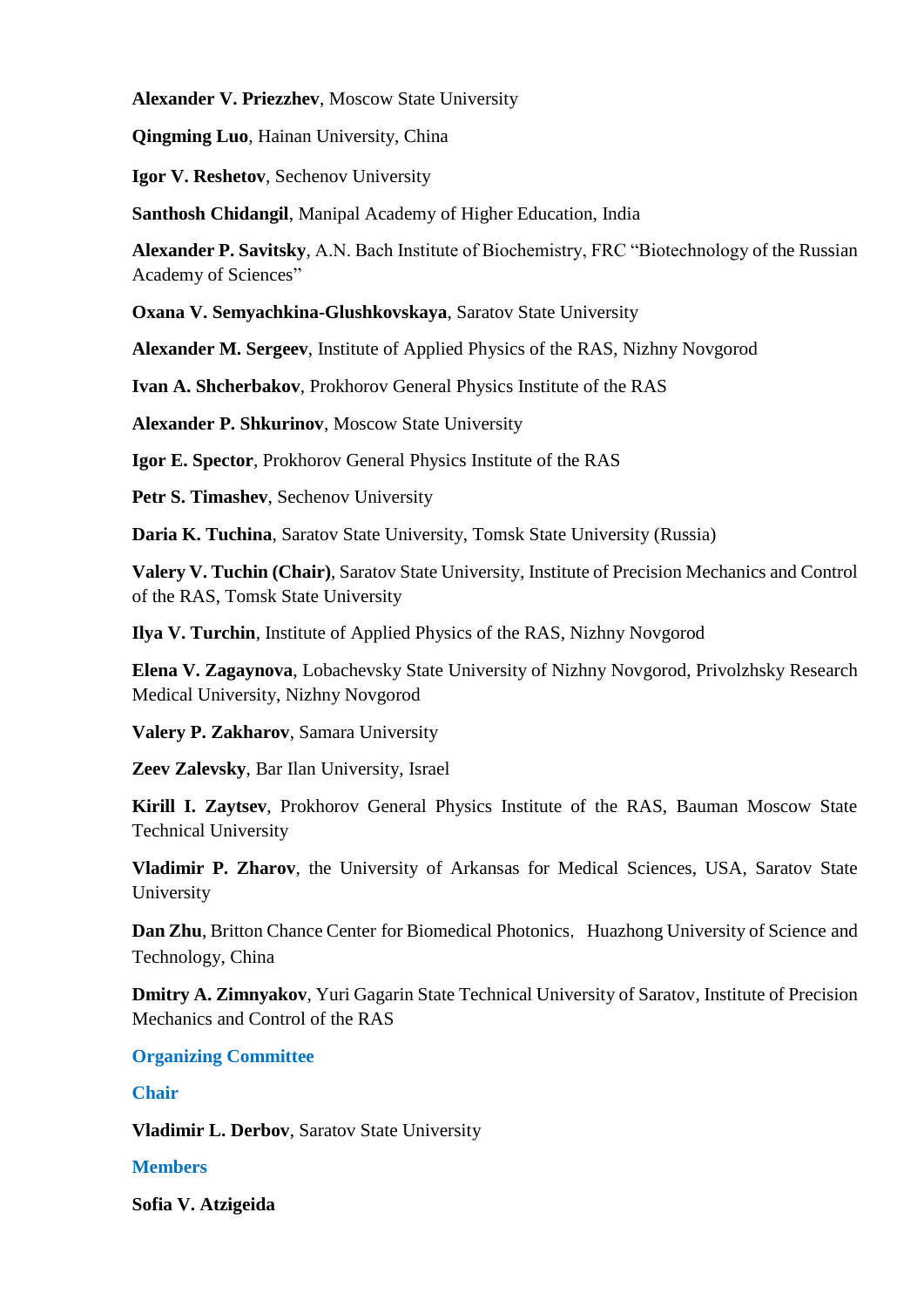**Alexander V. Priezzhev**, Moscow State University

**Qingming Luo**, Hainan University, China

**Igor V. Reshetov**, Sechenov University

**Santhosh Chidangil**, Manipal Academy of Higher Education, India

**Alexander P. Savitsky**, A.N. Bach Institute of Biochemistry, FRC "Biotechnology of the Russian Academy of Sciences"

**Oxana V. Semyachkina-Glushkovskaya**, Saratov State University

**Alexander M. Sergeev**, Institute of Applied Physics of the RAS, Nizhny Novgorod

**Ivan A. Shcherbakov**, Prokhorov General Physics Institute of the RAS

**Alexander P. Shkurinov**, Moscow State University

**Igor E. Spector**, Prokhorov General Physics Institute of the RAS

**Petr S. Timashev**, Sechenov University

**Daria K. Tuchina**, Saratov State University, Tomsk State University (Russia)

**Valery V. Tuchin (Chair)**, Saratov State University, Institute of Precision Mechanics and Control of the RAS, Tomsk State University

**Ilya V. Turchin**, Institute of Applied Physics of the RAS, Nizhny Novgorod

**Elena V. Zagaynova**, Lobachevsky State University of Nizhny Novgorod, Privolzhsky Research Medical University, Nizhny Novgorod

**Valery P. Zakharov**, Samara University

**Zeev Zalevsky**, Bar Ilan University, Israel

**Kirill I. Zaytsev**, Prokhorov General Physics Institute of the RAS, Bauman Moscow State Technical University

**Vladimir P. Zharov**, the University of Arkansas for Medical Sciences, USA, Saratov State University

**Dan Zhu**, Britton Chance Center for Biomedical Photonics, Huazhong University of Science and Technology, China

**Dmitry A. Zimnyakov**, Yuri Gagarin State Technical University of Saratov, Institute of Precision Mechanics and Control of the RAS

## Organizing Committee

### Chair

**Vladimir L. Derbov**, Saratov State University

### Members

**Sofia V. Atzigeida**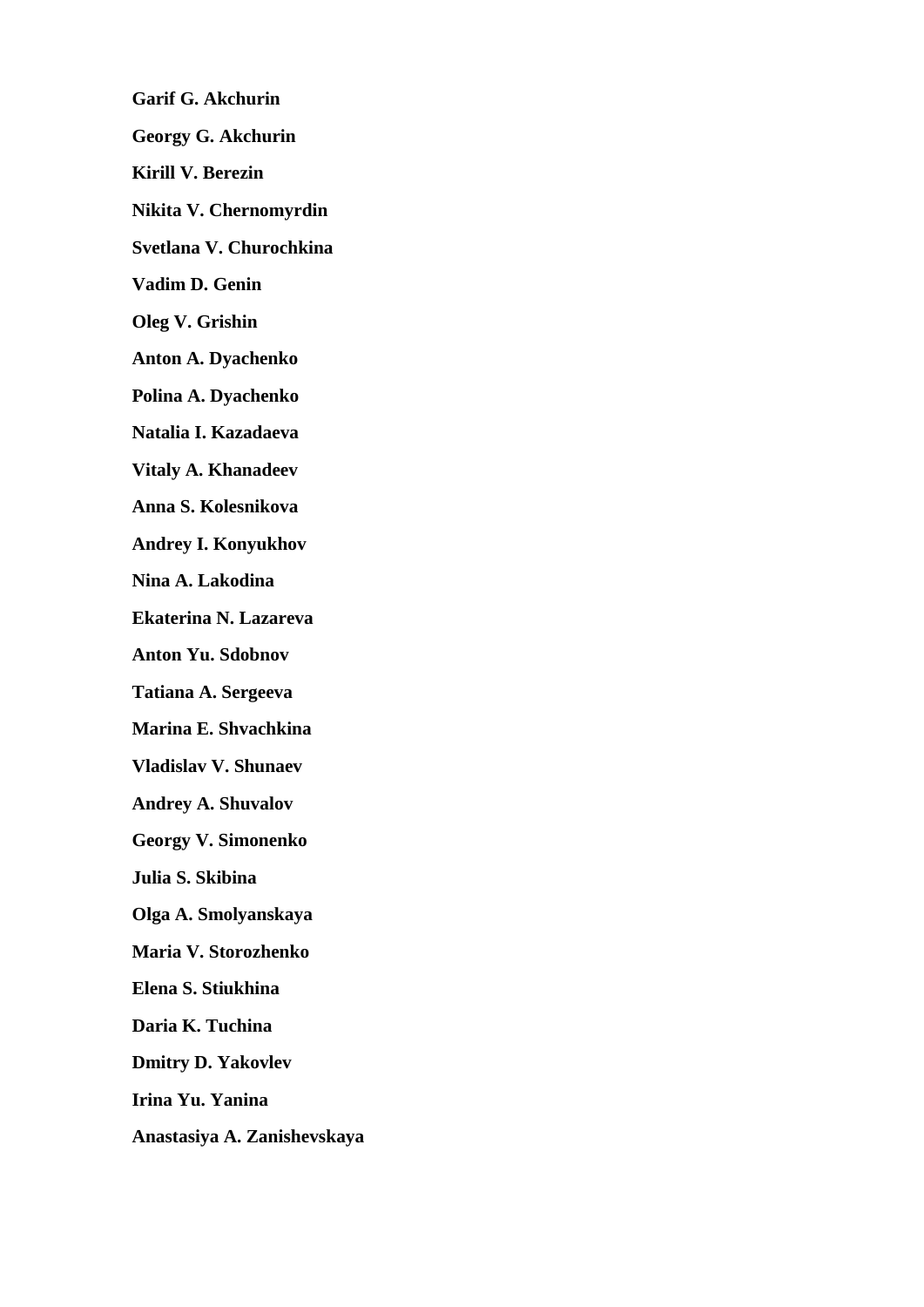**Garif G. Akchurin**

**Georgy G. Akchurin**

**Kirill V. Berezin**

**Nikita V. Chernomyrdin**

**Svetlana V. Churochkina**

**Vadim D. Genin**

**Oleg V. Grishin**

**Anton A. Dyachenko**

**Polina A. Dyachenko**

**Natalia I. Kazadaeva**

**Vitaly A. Khanadeev**

**Anna S. Kolesnikova**

**Andrey I. Konyukhov**

**Nina A. Lakodina**

**Ekaterina N. Lazareva**

**Anton Yu. Sdobnov**

**Tatiana A. Sergeeva**

**Marina E. Shvachkina**

**Vladislav V. Shunaev**

**Andrey A. Shuvalov**

**Georgy V. Simonenko**

**Julia S. Skibina**

**Olga A. Smolyanskaya**

**Maria V. Storozhenko**

**Elena S. Stiukhina**

**Daria K. Tuchina**

**Dmitry D. Yakovlev**

**Irina Yu. Yanina**

**Anastasiya A. Zanishevskaya**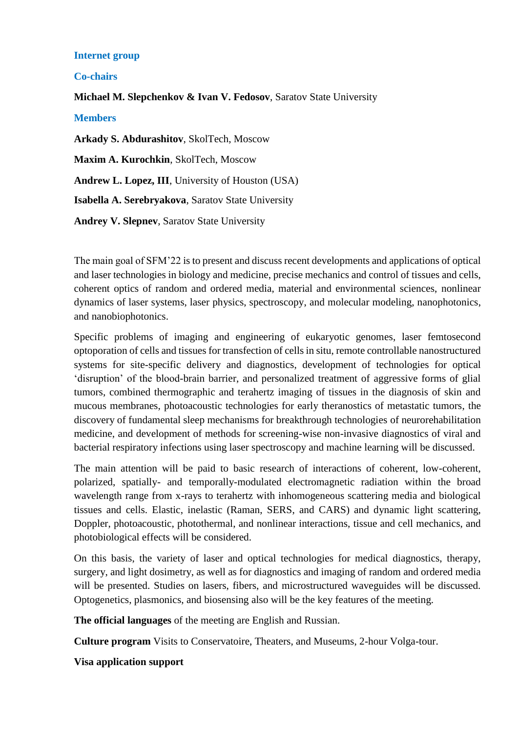### Internet group

### Co-chairs

**Michael M. Slepchenkov & Ivan V. Fedosov**, Saratov State University

### Members

**Arkady S. Abdurashitov**, SkolTech, Moscow

**Maxim A. Kurochkin**, SkolTech, Moscow

**Andrew L. Lopez, III**, University of Houston (USA)

**Isabella A. Serebryakova**, Saratov State University

**Andrey V. Slepnev**, Saratov State University

The main goal of SFM'22 is to present and discuss recent developments and applications of optical and laser technologies in biology and medicine, precise mechanics and control of tissues and cells, coherent optics of random and ordered media, material and environmental sciences, nonlinear dynamics of laser systems, laser physics, spectroscopy, and molecular modeling, nanophotonics, and nanobiophotonics.

Specific problems of imaging and engineering of eukaryotic genomes, laser femtosecond optoporation of cells and tissues for transfection of cells in situ, remote controllable nanostructured systems for site-specific delivery and diagnostics, development of technologies for optical 'disruption' of the blood-brain barrier, and personalized treatment of aggressive forms of glial tumors, combined thermographic and terahertz imaging of tissues in the diagnosis of skin and mucous membranes, photoacoustic technologies for early theranostics of metastatic tumors, the discovery of fundamental sleep mechanisms for breakthrough technologies of neurorehabilitation medicine, and development of methods for screening-wise non-invasive diagnostics of viral and bacterial respiratory infections using laser spectroscopy and machine learning will be discussed.

The main attention will be paid to basic research of interactions of coherent, low-coherent, polarized, spatially- and temporally-modulated electromagnetic radiation within the broad wavelength range from x-rays to terahertz with inhomogeneous scattering media and biological tissues and cells. Elastic, inelastic (Raman, SERS, and CARS) and dynamic light scattering, Doppler, photoacoustic, photothermal, and nonlinear interactions, tissue and cell mechanics, and photobiological effects will be considered.

On this basis, the variety of laser and optical technologies for medical diagnostics, therapy, surgery, and light dosimetry, as well as for diagnostics and imaging of random and ordered media will be presented. Studies on lasers, fibers, and microstructured waveguides will be discussed. Optogenetics, plasmonics, and biosensing also will be the key features of the meeting.

**The official languages** of the meeting are English and Russian.

**Culture program** Visits to Conservatoire, Theaters, and Museums, 2-hour Volga-tour.

**Visa application support**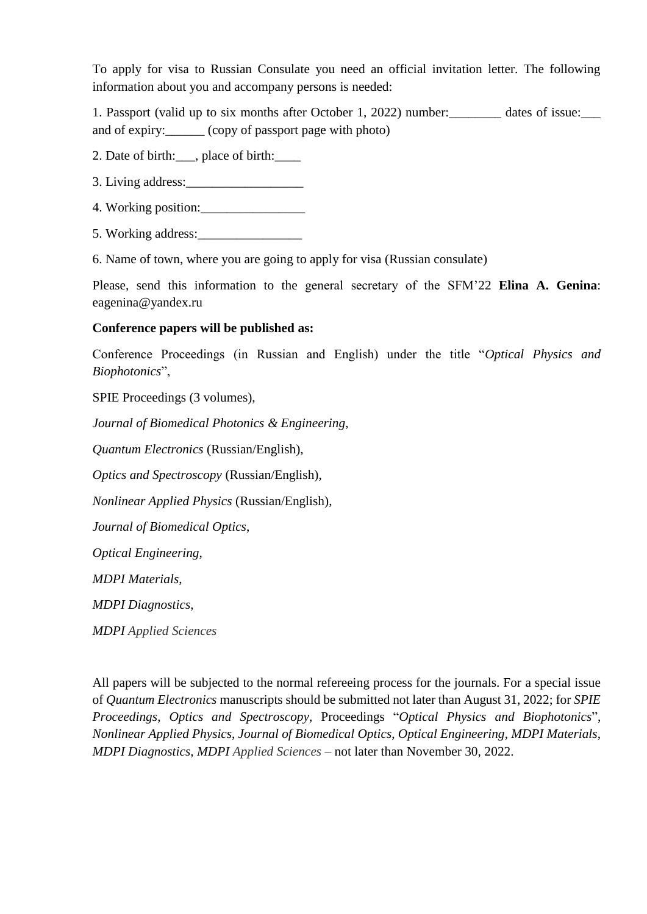To apply for visa to Russian Consulate you need an official invitation letter. The following information about you and accompany persons is needed:

1. Passport (valid up to six months after October 1, 2022) number:________ dates of issue:___ and of expiry:______ (copy of passport page with photo)

2. Date of birth:___, place of birth:____

3. Living address:__________________

4. Working position:________________

5. Working address:________________

6. Name of town, where you are going to apply for visa (Russian consulate)

Please, send this information to the general secretary of the SFM'22 **Elina A. Genina**: eagenina@yandex.ru

**Conference papers will be published as:**

Conference Proceedings (in Russian and English) under the title "*Optical Physics and Biophotonics*",

SPIE Proceedings (3 volumes),

*Journal of Biomedical Photonics & Engineering*,

*Quantum Electronics* (Russian/English),

*Optics and Spectroscopy* (Russian/English),

*Nonlinear Applied Physics* (Russian/English),

*Journal of Biomedical Optics*,

*Optical Engineering*,

*MDPI Materials*,

*MDPI Diagnostics*,

*MDPI Applied Sciences*

All papers will be subjected to the normal refereeing process for the journals. For a special issue of *Quantum Electronics* manuscripts should be submitted not later than August 31, 2022; for *SPIE Proceedings*, *Optics and Spectroscopy*, Proceedings "*Optical Physics and Biophotonics*", *Nonlinear Applied Physics*, *Journal of Biomedical Optics*, *Optical Engineering*, *MDPI Materials*, *MDPI Diagnostics*, *MDPI Applied Sciences* – not later than November 30, 2022.